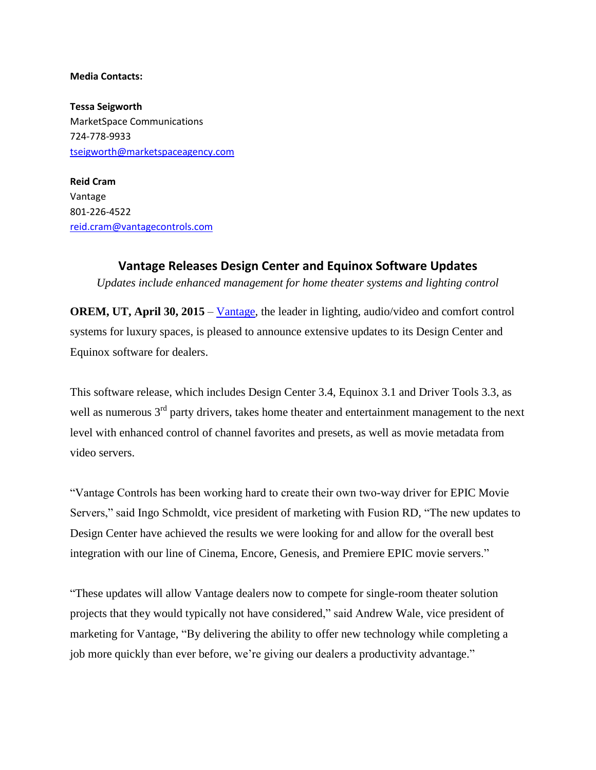**Media Contacts:**

**Tessa Seigworth**
MarketSpace Communications
724-778-9933
tseigworth@marketspaceagency.com

**Reid Cram**
Vantage
801-226-4522
reid.cram@vantagecontrols.com

## Vantage Releases Design Center and Equinox Software Updates

*Updates include enhanced management for home theater systems and lighting control*

**OREM, UT, April 30, 2015** – Vantage, the leader in lighting, audio/video and comfort control systems for luxury spaces, is pleased to announce extensive updates to its Design Center and Equinox software for dealers.

This software release, which includes Design Center 3.4, Equinox 3.1 and Driver Tools 3.3, as well as numerous 3rd party drivers, takes home theater and entertainment management to the next level with enhanced control of channel favorites and presets, as well as movie metadata from video servers.

"Vantage Controls has been working hard to create their own two-way driver for EPIC Movie Servers," said Ingo Schmoldt, vice president of marketing with Fusion RD, "The new updates to Design Center have achieved the results we were looking for and allow for the overall best integration with our line of Cinema, Encore, Genesis, and Premiere EPIC movie servers."

"These updates will allow Vantage dealers now to compete for single-room theater solution projects that they would typically not have considered," said Andrew Wale, vice president of marketing for Vantage, "By delivering the ability to offer new technology while completing a job more quickly than ever before, we're giving our dealers a productivity advantage."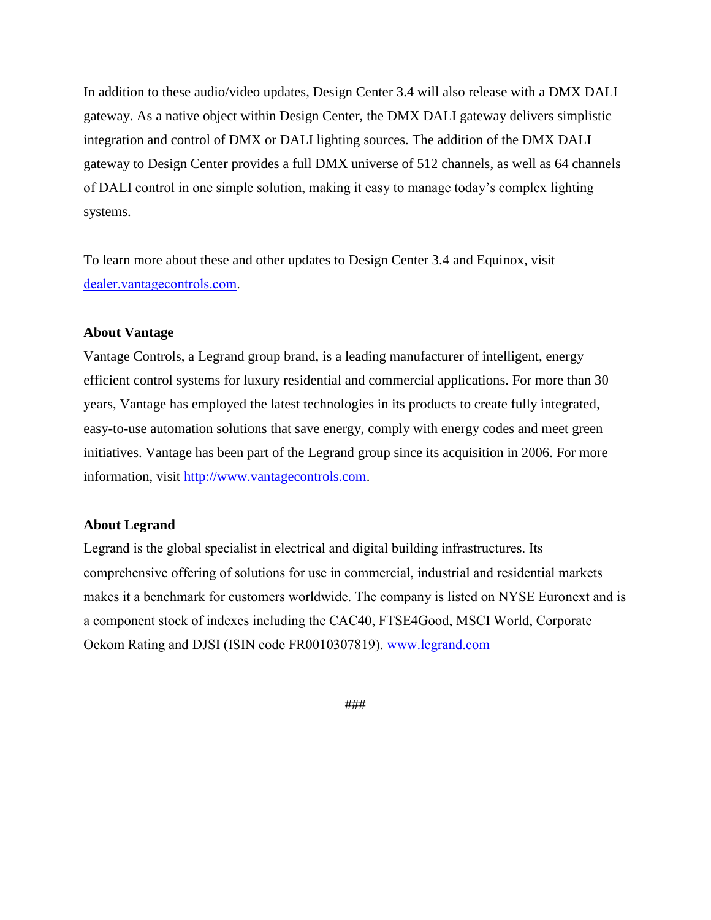In addition to these audio/video updates, Design Center 3.4 will also release with a DMX DALI gateway. As a native object within Design Center, the DMX DALI gateway delivers simplistic integration and control of DMX or DALI lighting sources. The addition of the DMX DALI gateway to Design Center provides a full DMX universe of 512 channels, as well as 64 channels of DALI control in one simple solution, making it easy to manage today's complex lighting systems.

To learn more about these and other updates to Design Center 3.4 and Equinox, visit dealer.vantagecontrols.com.

**About Vantage**

Vantage Controls, a Legrand group brand, is a leading manufacturer of intelligent, energy efficient control systems for luxury residential and commercial applications. For more than 30 years, Vantage has employed the latest technologies in its products to create fully integrated, easy-to-use automation solutions that save energy, comply with energy codes and meet green initiatives. Vantage has been part of the Legrand group since its acquisition in 2006. For more information, visit http://www.vantagecontrols.com.

**About Legrand**

Legrand is the global specialist in electrical and digital building infrastructures. Its comprehensive offering of solutions for use in commercial, industrial and residential markets makes it a benchmark for customers worldwide. The company is listed on NYSE Euronext and is a component stock of indexes including the CAC40, FTSE4Good, MSCI World, Corporate Oekom Rating and DJSI (ISIN code FR0010307819). www.legrand.com

###